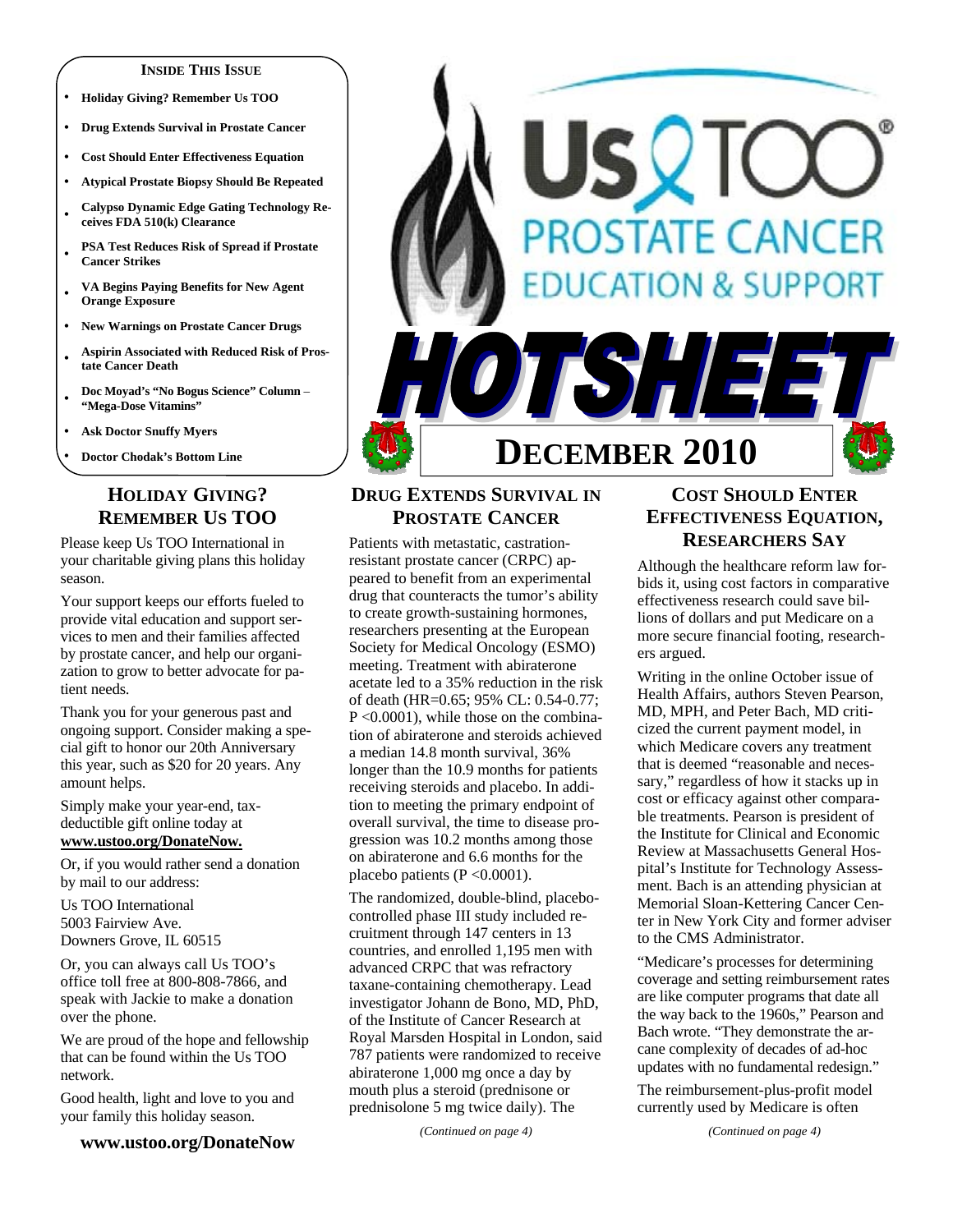**INSIDE THIS ISSUE**

- Holiday Giving? Remember Us TOO
- Drug Extends Survival in Prostate Cancer
- Cost Should Enter Effectiveness Equation
- Atypical Prostate Biopsy Should Be Repeated
- Calypso Dynamic Edge Gating Technology Receives FDA 510(k) Clearance
- PSA Test Reduces Risk of Spread if Prostate Cancer Strikes
- VA Begins Paying Benefits for New Agent Orange Exposure
- New Warnings on Prostate Cancer Drugs
- Aspirin Associated with Reduced Risk of Prostate Cancer Death
- Doc Moyad's "No Bogus Science" Column – "Mega-Dose Vitamins"
- Ask Doctor Snuffy Myers
- Doctor Chodak's Bottom Line

# Us TOO® PROSTATE CANCER EDUCATION & SUPPORT

# HOTSHEET

# DECEMBER 2010

## HOLIDAY GIVING? REMEMBER US TOO

Please keep Us TOO International in your charitable giving plans this holiday season.

Your support keeps our efforts fueled to provide vital education and support services to men and their families affected by prostate cancer, and help our organization to grow to better advocate for patient needs.

Thank you for your generous past and ongoing support. Consider making a special gift to honor our 20th Anniversary this year, such as $20 for 20 years. Any amount helps.

Simply make your year-end, tax-deductible gift online today at **www.ustoo.org/DonateNow.**

Or, if you would rather send a donation by mail to our address:

Us TOO International
5003 Fairview Ave.
Downers Grove, IL 60515

Or, you can always call Us TOO's office toll free at 800-808-7866, and speak with Jackie to make a donation over the phone.

We are proud of the hope and fellowship that can be found within the Us TOO network.

Good health, light and love to you and your family this holiday season.

**www.ustoo.org/DonateNow**

## DRUG EXTENDS SURVIVAL IN PROSTATE CANCER

Patients with metastatic, castration-resistant prostate cancer (CRPC) appeared to benefit from an experimental drug that counteracts the tumor's ability to create growth-sustaining hormones, researchers presenting at the European Society for Medical Oncology (ESMO) meeting. Treatment with abiraterone acetate led to a 35% reduction in the risk of death (HR=0.65; 95% CL: 0.54-0.77; $P < 0.0001$), while those on the combination of abiraterone and steroids achieved a median 14.8 month survival, 36% longer than the 10.9 months for patients receiving steroids and placebo. In addition to meeting the primary endpoint of overall survival, the time to disease progression was 10.2 months among those on abiraterone and 6.6 months for the placebo patients ($P < 0.0001$).

The randomized, double-blind, placebo-controlled phase III study included recruitment through 147 centers in 13 countries, and enrolled 1,195 men with advanced CRPC that was refractory taxane-containing chemotherapy. Lead investigator Johann de Bono, MD, PhD, of the Institute of Cancer Research at Royal Marsden Hospital in London, said 787 patients were randomized to receive abiraterone 1,000 mg once a day by mouth plus a steroid (prednisone or prednisolone 5 mg twice daily). The

*(Continued on page 4)*

## COST SHOULD ENTER EFFECTIVENESS EQUATION, RESEARCHERS SAY

Although the healthcare reform law forbids it, using cost factors in comparative effectiveness research could save billions of dollars and put Medicare on a more secure financial footing, researchers argued.

Writing in the online October issue of Health Affairs, authors Steven Pearson, MD, MPH, and Peter Bach, MD criticized the current payment model, in which Medicare covers any treatment that is deemed "reasonable and necessary," regardless of how it stacks up in cost or efficacy against other comparable treatments. Pearson is president of the Institute for Clinical and Economic Review at Massachusetts General Hospital's Institute for Technology Assessment. Bach is an attending physician at Memorial Sloan-Kettering Cancer Center in New York City and former adviser to the CMS Administrator.

"Medicare's processes for determining coverage and setting reimbursement rates are like computer programs that date all the way back to the 1960s," Pearson and Bach wrote. "They demonstrate the arcane complexity of decades of ad-hoc updates with no fundamental redesign."

The reimbursement-plus-profit model currently used by Medicare is often

*(Continued on page 4)*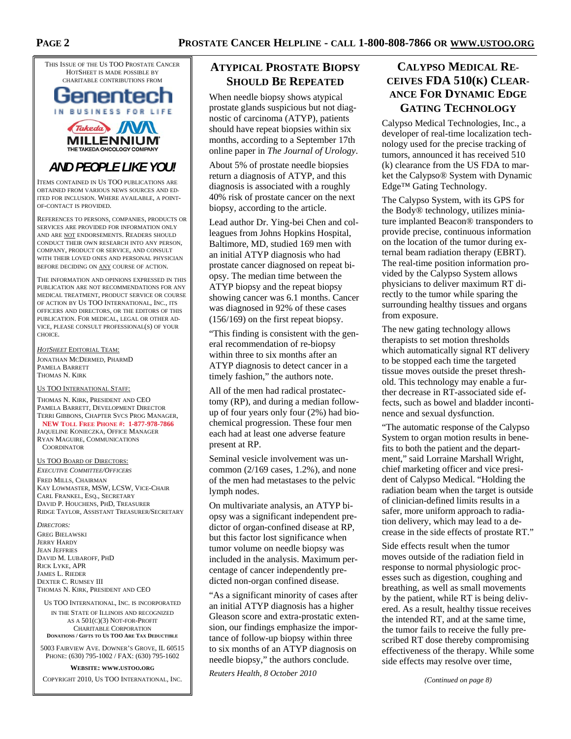This Issue of the Us TOO Prostate Cancer HotSheet is made possible by charitable contributions from

Genentech
IN BUSINESS FOR LIFE

Takeda MILLENNIUM
THE TAKEDA ONCOLOGY COMPANY

**AND PEOPLE LIKE YOU!**

Items contained in Us TOO publications are obtained from various news sources and edited for inclusion. Where available, a point-of-contact is provided.

References to persons, companies, products or services are provided for information only and are not endorsements. Readers should conduct their own research into any person, company, product or service, and consult with their loved ones and personal physician before deciding on any course of action.

The information and opinions expressed in this publication are not recommendations for any medical treatment, product service or course of action by Us TOO International, Inc., its officers and directors, or the editors of this publication. For medical, legal or other advice, please consult professional(s) of your choice.

*HotSheet* Editorial Team:
Jonathan McDermed, PharmD
Pamela Barrett
Thomas N. Kirk

Us TOO International Staff:
Thomas N. Kirk, President and CEO
Pamela Barrett, Development Director
Terri Gibbons, Chapter Svcs Prog Manager,
**NEW Toll Free Phone #: 1-877-978-7866**
Jaqueline Konieczka, Office Manager
Ryan Maguire, Communications Coordinator

Us TOO Board of Directors:
*Executive Committee/Officers*
Fred Mills, Chairman
Kay Lowmaster, MSW, LCSW, Vice-Chair
Carl Frankel, Esq., Secretary
David P. Houchens, PhD, Treasurer
Ridge Taylor, Assistant Treasurer/Secretary

*Directors:*
Greg Bielawski
Jerry Hardy
Jean Jeffries
David M. Lubaroff, PhD
Rick Lyke, APR
James L. Rieder
Dexter C. Rumsey III
Thomas N. Kirk, President and CEO

Us TOO International, Inc. is incorporated in the State of Illinois and recognized as a 501(c)(3) Not-For-Profit Charitable Corporation
**Donations / Gifts to Us TOO Are Tax Deductible**

5003 Fairview Ave. Downer's Grove, IL 60515
Phone: (630) 795-1002 / Fax: (630) 795-1602

**Website: www.ustoo.org**

Copyright 2010, Us TOO International, Inc.

## Atypical Prostate Biopsy Should Be Repeated

When needle biopsy shows atypical prostate glands suspicious but not diagnostic of carcinoma (ATYP), patients should have repeat biopsies within six months, according to a September 17th online paper in *The Journal of Urology*.

About 5% of prostate needle biopsies return a diagnosis of ATYP, and this diagnosis is associated with a roughly 40% risk of prostate cancer on the next biopsy, according to the article.

Lead author Dr. Ying-bei Chen and colleagues from Johns Hopkins Hospital, Baltimore, MD, studied 169 men with an initial ATYP diagnosis who had prostate cancer diagnosed on repeat biopsy. The median time between the ATYP biopsy and the repeat biopsy showing cancer was 6.1 months. Cancer was diagnosed in 92% of these cases (156/169) on the first repeat biopsy.

"This finding is consistent with the general recommendation of re-biopsy within three to six months after an ATYP diagnosis to detect cancer in a timely fashion," the authors note.

All of the men had radical prostatectomy (RP), and during a median follow-up of four years only four (2%) had biochemical progression. These four men each had at least one adverse feature present at RP.

Seminal vesicle involvement was uncommon (2/169 cases, 1.2%), and none of the men had metastases to the pelvic lymph nodes.

On multivariate analysis, an ATYP biopsy was a significant independent predictor of organ-confined disease at RP, but this factor lost significance when tumor volume on needle biopsy was included in the analysis. Maximum percentage of cancer independently predicted non-organ confined disease.

"As a significant minority of cases after an initial ATYP diagnosis has a higher Gleason score and extra-prostatic extension, our findings emphasize the importance of follow-up biopsy within three to six months of an ATYP diagnosis on needle biopsy," the authors conclude.

*Reuters Health, 8 October 2010*

## Calypso Medical Receives FDA 510(k) Clearance for Dynamic Edge Gating Technology

Calypso Medical Technologies, Inc., a developer of real-time localization technology used for the precise tracking of tumors, announced it has received 510 (k) clearance from the US FDA to market the Calypso® System with Dynamic Edge™ Gating Technology.

The Calypso System, with its GPS for the Body® technology, utilizes miniature implanted Beacon® transponders to provide precise, continuous information on the location of the tumor during external beam radiation therapy (EBRT). The real-time position information provided by the Calypso System allows physicians to deliver maximum RT directly to the tumor while sparing the surrounding healthy tissues and organs from exposure.

The new gating technology allows therapists to set motion thresholds which automatically signal RT delivery to be stopped each time the targeted tissue moves outside the preset threshold. This technology may enable a further decrease in RT-associated side effects, such as bowel and bladder incontinence and sexual dysfunction.

"The automatic response of the Calypso System to organ motion results in benefits to both the patient and the department," said Lorraine Marshall Wright, chief marketing officer and vice president of Calypso Medical. "Holding the radiation beam when the target is outside of clinician-defined limits results in a safer, more uniform approach to radiation delivery, which may lead to a decrease in the side effects of prostate RT."

Side effects result when the tumor moves outside of the radiation field in response to normal physiologic processes such as digestion, coughing and breathing, as well as small movements by the patient, while RT is being delivered. As a result, healthy tissue receives the intended RT, and at the same time, the tumor fails to receive the fully prescribed RT dose thereby compromising effectiveness of the therapy. While some side effects may resolve over time,

*(Continued on page 8)*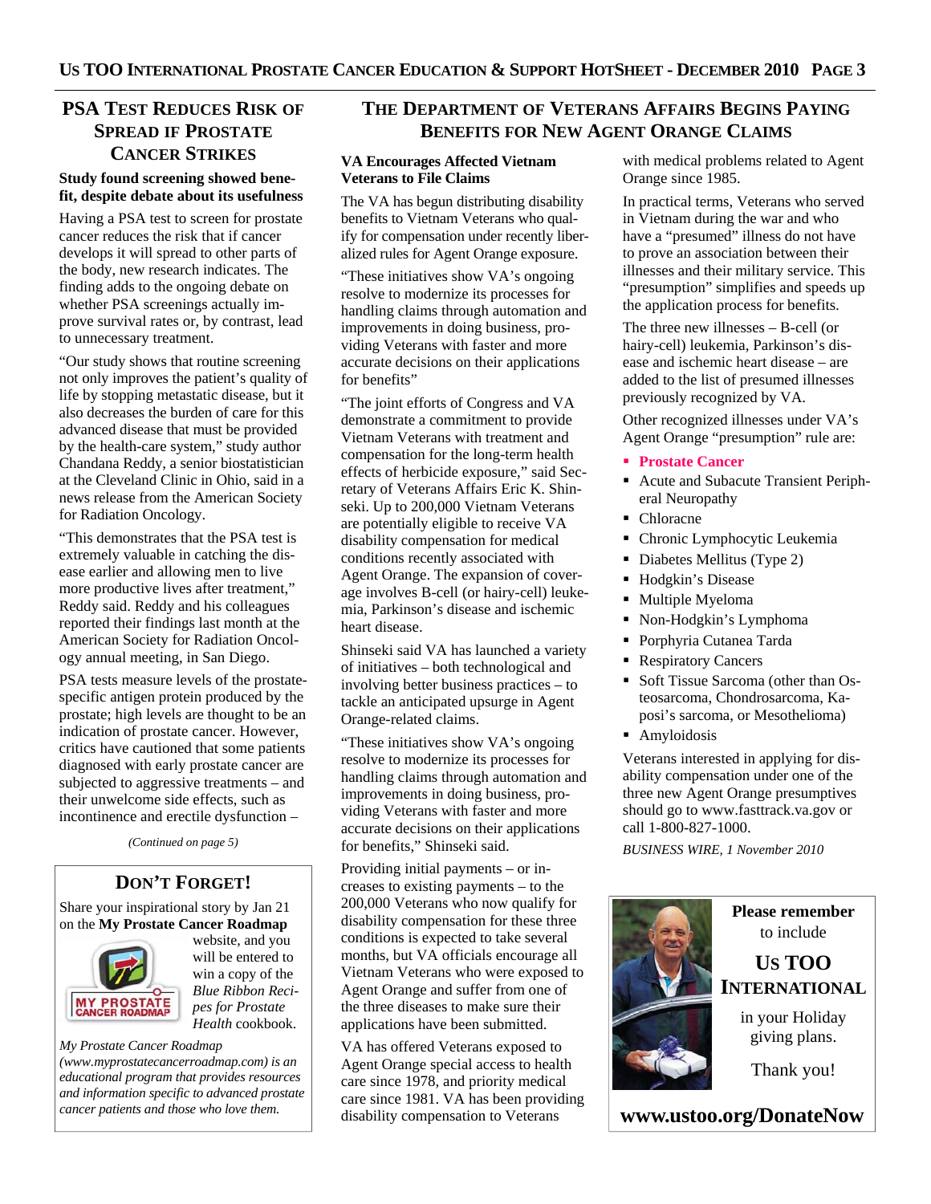## PSA Test Reduces Risk of Spread if Prostate Cancer Strikes

**Study found screening showed benefit, despite debate about its usefulness**

Having a PSA test to screen for prostate cancer reduces the risk that if cancer develops it will spread to other parts of the body, new research indicates. The finding adds to the ongoing debate on whether PSA screenings actually improve survival rates or, by contrast, lead to unnecessary treatment.

"Our study shows that routine screening not only improves the patient's quality of life by stopping metastatic disease, but it also decreases the burden of care for this advanced disease that must be provided by the health-care system," study author Chandana Reddy, a senior biostatistician at the Cleveland Clinic in Ohio, said in a news release from the American Society for Radiation Oncology.

"This demonstrates that the PSA test is extremely valuable in catching the disease earlier and allowing men to live more productive lives after treatment," Reddy said. Reddy and his colleagues reported their findings last month at the American Society for Radiation Oncology annual meeting, in San Diego.

PSA tests measure levels of the prostate-specific antigen protein produced by the prostate; high levels are thought to be an indication of prostate cancer. However, critics have cautioned that some patients diagnosed with early prostate cancer are subjected to aggressive treatments – and their unwelcome side effects, such as incontinence and erectile dysfunction –

*(Continued on page 5)*

### Don't Forget!

Share your inspirational story by Jan 21 on the **My Prostate Cancer Roadmap** website, and you will be entered to win a copy of the *Blue Ribbon Recipes for Prostate Health* cookbook.

*My Prostate Cancer Roadmap (www.myprostatecancerroadmap.com) is an educational program that provides resources and information specific to advanced prostate cancer patients and those who love them.*

## The Department of Veterans Affairs Begins Paying Benefits for New Agent Orange Claims

**VA Encourages Affected Vietnam Veterans to File Claims**

The VA has begun distributing disability benefits to Vietnam Veterans who qualify for compensation under recently liberalized rules for Agent Orange exposure.

"These initiatives show VA's ongoing resolve to modernize its processes for handling claims through automation and improvements in doing business, providing Veterans with faster and more accurate decisions on their applications for benefits"

"The joint efforts of Congress and VA demonstrate a commitment to provide Vietnam Veterans with treatment and compensation for the long-term health effects of herbicide exposure," said Secretary of Veterans Affairs Eric K. Shinseki. Up to 200,000 Vietnam Veterans are potentially eligible to receive VA disability compensation for medical conditions recently associated with Agent Orange. The expansion of coverage involves B-cell (or hairy-cell) leukemia, Parkinson's disease and ischemic heart disease.

Shinseki said VA has launched a variety of initiatives – both technological and involving better business practices – to tackle an anticipated upsurge in Agent Orange-related claims.

"These initiatives show VA's ongoing resolve to modernize its processes for handling claims through automation and improvements in doing business, providing Veterans with faster and more accurate decisions on their applications for benefits," Shinseki said.

Providing initial payments – or increases to existing payments – to the 200,000 Veterans who now qualify for disability compensation for these three conditions is expected to take several months, but VA officials encourage all Vietnam Veterans who were exposed to Agent Orange and suffer from one of the three diseases to make sure their applications have been submitted.

VA has offered Veterans exposed to Agent Orange special access to health care since 1978, and priority medical care since 1981. VA has been providing disability compensation to Veterans with medical problems related to Agent Orange since 1985.

In practical terms, Veterans who served in Vietnam during the war and who have a "presumed" illness do not have to prove an association between their illnesses and their military service. This "presumption" simplifies and speeds up the application process for benefits.

The three new illnesses – B-cell (or hairy-cell) leukemia, Parkinson's disease and ischemic heart disease – are added to the list of presumed illnesses previously recognized by VA.

Other recognized illnesses under VA's Agent Orange "presumption" rule are:

- **Prostate Cancer**
- Acute and Subacute Transient Peripheral Neuropathy
- Chloracne
- Chronic Lymphocytic Leukemia
- Diabetes Mellitus (Type 2)
- Hodgkin's Disease
- Multiple Myeloma
- Non-Hodgkin's Lymphoma
- Porphyria Cutanea Tarda
- Respiratory Cancers
- Soft Tissue Sarcoma (other than Osteosarcoma, Chondrosarcoma, Kaposi's sarcoma, or Mesothelioma)
- Amyloidosis

Veterans interested in applying for disability compensation under one of the three new Agent Orange presumptives should go to www.fasttrack.va.gov or call 1-800-827-1000.

*BUSINESS WIRE, 1 November 2010*

**Please remember** to include

**Us TOO International**

in your Holiday giving plans.

Thank you!

**www.ustoo.org/DonateNow**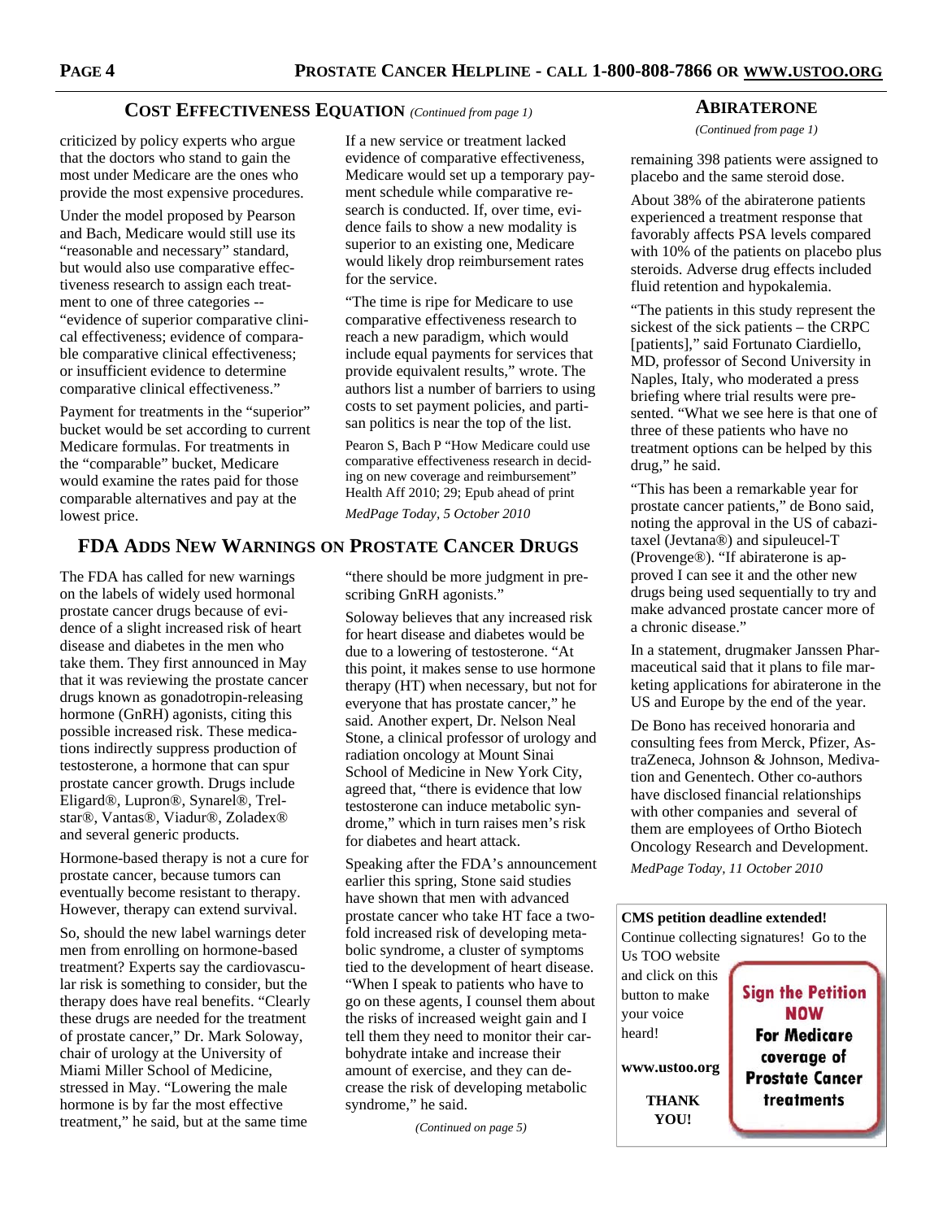## Cost Effectiveness Equation *(Continued from page 1)*

criticized by policy experts who argue that the doctors who stand to gain the most under Medicare are the ones who provide the most expensive procedures.

Under the model proposed by Pearson and Bach, Medicare would still use its "reasonable and necessary" standard, but would also use comparative effectiveness research to assign each treatment to one of three categories -- "evidence of superior comparative clinical effectiveness; evidence of comparable comparative clinical effectiveness; or insufficient evidence to determine comparative clinical effectiveness."

Payment for treatments in the "superior" bucket would be set according to current Medicare formulas. For treatments in the "comparable" bucket, Medicare would examine the rates paid for those comparable alternatives and pay at the lowest price.

If a new service or treatment lacked evidence of comparative effectiveness, Medicare would set up a temporary payment schedule while comparative research is conducted. If, over time, evidence fails to show a new modality is superior to an existing one, Medicare would likely drop reimbursement rates for the service.

"The time is ripe for Medicare to use comparative effectiveness research to reach a new paradigm, which would include equal payments for services that provide equivalent results," wrote. The authors list a number of barriers to using costs to set payment policies, and partisan politics is near the top of the list.

Pearon S, Bach P "How Medicare could use comparative effectiveness research in deciding on new coverage and reimbursement" Health Aff 2010; 29; Epub ahead of print

*MedPage Today, 5 October 2010*

## FDA Adds New Warnings on Prostate Cancer Drugs

The FDA has called for new warnings on the labels of widely used hormonal prostate cancer drugs because of evidence of a slight increased risk of heart disease and diabetes in the men who take them. They first announced in May that it was reviewing the prostate cancer drugs known as gonadotropin-releasing hormone (GnRH) agonists, citing this possible increased risk. These medications indirectly suppress production of testosterone, a hormone that can spur prostate cancer growth. Drugs include Eligard®, Lupron®, Synarel®, Trelstar®, Vantas®, Viadur®, Zoladex® and several generic products.

Hormone-based therapy is not a cure for prostate cancer, because tumors can eventually become resistant to therapy. However, therapy can extend survival.

So, should the new label warnings deter men from enrolling on hormone-based treatment? Experts say the cardiovascular risk is something to consider, but the therapy does have real benefits. "Clearly these drugs are needed for the treatment of prostate cancer," Dr. Mark Soloway, chair of urology at the University of Miami Miller School of Medicine, stressed in May. "Lowering the male hormone is by far the most effective treatment," he said, but at the same time "there should be more judgment in prescribing GnRH agonists."

Soloway believes that any increased risk for heart disease and diabetes would be due to a lowering of testosterone. "At this point, it makes sense to use hormone therapy (HT) when necessary, but not for everyone that has prostate cancer," he said. Another expert, Dr. Nelson Neal Stone, a clinical professor of urology and radiation oncology at Mount Sinai School of Medicine in New York City, agreed that, "there is evidence that low testosterone can induce metabolic syndrome," which in turn raises men's risk for diabetes and heart attack.

Speaking after the FDA's announcement earlier this spring, Stone said studies have shown that men with advanced prostate cancer who take HT face a twofold increased risk of developing metabolic syndrome, a cluster of symptoms tied to the development of heart disease. "When I speak to patients who have to go on these agents, I counsel them about the risks of increased weight gain and I tell them they need to monitor their carbohydrate intake and increase their amount of exercise, and they can decrease the risk of developing metabolic syndrome," he said.

*(Continued on page 5)*

## Abiraterone

*(Continued from page 1)*

remaining 398 patients were assigned to placebo and the same steroid dose.

About 38% of the abiraterone patients experienced a treatment response that favorably affects PSA levels compared with 10% of the patients on placebo plus steroids. Adverse drug effects included fluid retention and hypokalemia.

"The patients in this study represent the sickest of the sick patients – the CRPC [patients]," said Fortunato Ciardiello, MD, professor of Second University in Naples, Italy, who moderated a press briefing where trial results were presented. "What we see here is that one of three of these patients who have no treatment options can be helped by this drug," he said.

"This has been a remarkable year for prostate cancer patients," de Bono said, noting the approval in the US of cabazitaxel (Jevtana®) and sipuleucel-T (Provenge®). "If abiraterone is approved I can see it and the other new drugs being used sequentially to try and make advanced prostate cancer more of a chronic disease."

In a statement, drugmaker Janssen Pharmaceutical said that it plans to file marketing applications for abiraterone in the US and Europe by the end of the year.

De Bono has received honoraria and consulting fees from Merck, Pfizer, AstraZeneca, Johnson & Johnson, Medivation and Genentech. Other co-authors have disclosed financial relationships with other companies and several of them are employees of Ortho Biotech Oncology Research and Development.

*MedPage Today, 11 October 2010*

**CMS petition deadline extended!**

Continue collecting signatures! Go to the Us TOO website and click on this button to make your voice heard!

**Sign the Petition NOW For Medicare coverage of Prostate Cancer treatments**

**www.ustoo.org**

**THANK YOU!**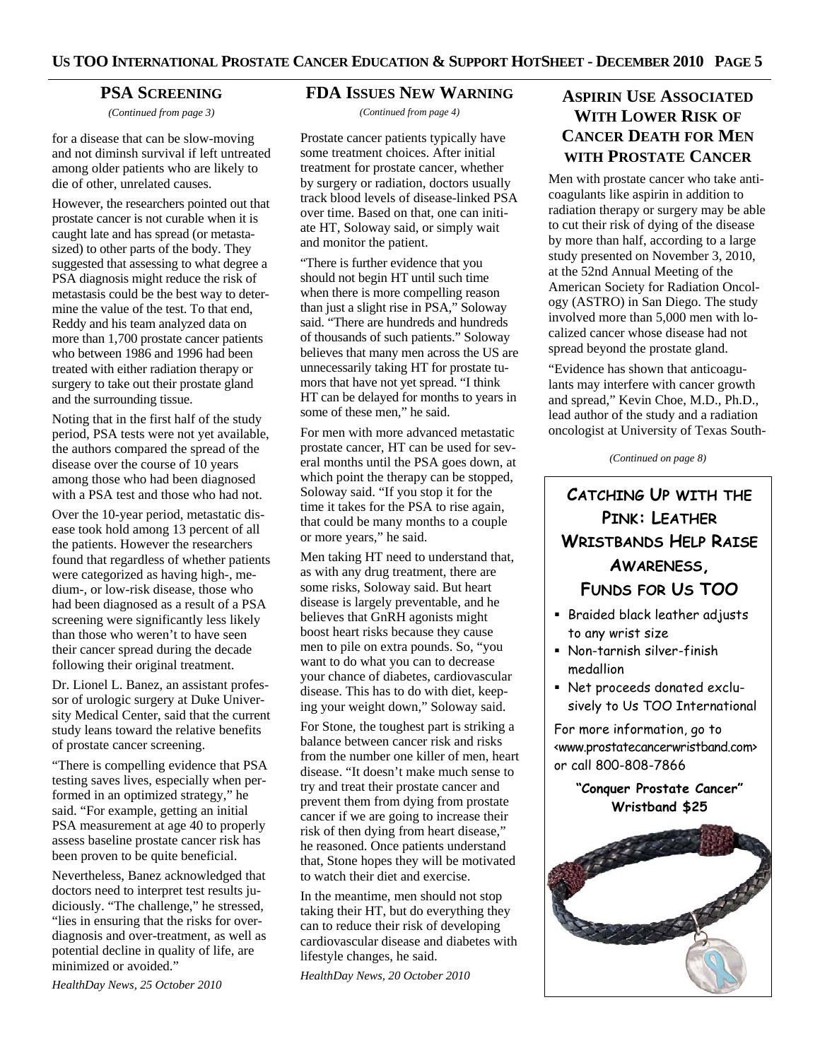## PSA Screening

*(Continued from page 3)*

for a disease that can be slow-moving and not diminsh survival if left untreated among older patients who are likely to die of other, unrelated causes.

However, the researchers pointed out that prostate cancer is not curable when it is caught late and has spread (or metastasized) to other parts of the body. They suggested that assessing to what degree a PSA diagnosis might reduce the risk of metastasis could be the best way to determine the value of the test. To that end, Reddy and his team analyzed data on more than 1,700 prostate cancer patients who between 1986 and 1996 had been treated with either radiation therapy or surgery to take out their prostate gland and the surrounding tissue.

Noting that in the first half of the study period, PSA tests were not yet available, the authors compared the spread of the disease over the course of 10 years among those who had been diagnosed with a PSA test and those who had not.

Over the 10-year period, metastatic disease took hold among 13 percent of all the patients. However the researchers found that regardless of whether patients were categorized as having high-, medium-, or low-risk disease, those who had been diagnosed as a result of a PSA screening were significantly less likely than those who weren't to have seen their cancer spread during the decade following their original treatment.

Dr. Lionel L. Banez, an assistant professor of urologic surgery at Duke University Medical Center, said that the current study leans toward the relative benefits of prostate cancer screening.

"There is compelling evidence that PSA testing saves lives, especially when performed in an optimized strategy," he said. "For example, getting an initial PSA measurement at age 40 to properly assess baseline prostate cancer risk has been proven to be quite beneficial.

Nevertheless, Banez acknowledged that doctors need to interpret test results judiciously. "The challenge," he stressed, "lies in ensuring that the risks for over-diagnosis and over-treatment, as well as potential decline in quality of life, are minimized or avoided."

*HealthDay News, 25 October 2010*

## FDA Issues New Warning

*(Continued from page 4)*

Prostate cancer patients typically have some treatment choices. After initial treatment for prostate cancer, whether by surgery or radiation, doctors usually track blood levels of disease-linked PSA over time. Based on that, one can initiate HT, Soloway said, or simply wait and monitor the patient.

"There is further evidence that you should not begin HT until such time when there is more compelling reason than just a slight rise in PSA," Soloway said. "There are hundreds and hundreds of thousands of such patients." Soloway believes that many men across the US are unnecessarily taking HT for prostate tumors that have not yet spread. "I think HT can be delayed for months to years in some of these men," he said.

For men with more advanced metastatic prostate cancer, HT can be used for several months until the PSA goes down, at which point the therapy can be stopped, Soloway said. "If you stop it for the time it takes for the PSA to rise again, that could be many months to a couple or more years," he said.

Men taking HT need to understand that, as with any drug treatment, there are some risks, Soloway said. But heart disease is largely preventable, and he believes that GnRH agonists might boost heart risks because they cause men to pile on extra pounds. So, "you want to do what you can to decrease your chance of diabetes, cardiovascular disease. This has to do with diet, keeping your weight down," Soloway said.

For Stone, the toughest part is striking a balance between cancer risk and risks from the number one killer of men, heart disease. "It doesn't make much sense to try and treat their prostate cancer and prevent them from dying from prostate cancer if we are going to increase their risk of then dying from heart disease," he reasoned. Once patients understand that, Stone hopes they will be motivated to watch their diet and exercise.

In the meantime, men should not stop taking their HT, but do everything they can to reduce their risk of developing cardiovascular disease and diabetes with lifestyle changes, he said.

*HealthDay News, 20 October 2010*

## Aspirin Use Associated With Lower Risk of Cancer Death for Men with Prostate Cancer

Men with prostate cancer who take anti-coagulants like aspirin in addition to radiation therapy or surgery may be able to cut their risk of dying of the disease by more than half, according to a large study presented on November 3, 2010, at the 52nd Annual Meeting of the American Society for Radiation Oncology (ASTRO) in San Diego. The study involved more than 5,000 men with localized cancer whose disease had not spread beyond the prostate gland.

"Evidence has shown that anticoagulants may interfere with cancer growth and spread," Kevin Choe, M.D., Ph.D., lead author of the study and a radiation oncologist at University of Texas South-

*(Continued on page 8)*

## Catching Up with the Pink: Leather Wristbands Help Raise Awareness, Funds for Us TOO

- Braided black leather adjusts to any wrist size
- Non-tarnish silver-finish medallion
- Net proceeds donated exclusively to Us TOO International

For more information, go to <www.prostatecancerwristband.com> or call 800-808-7866

**"Conquer Prostate Cancer" Wristband $25**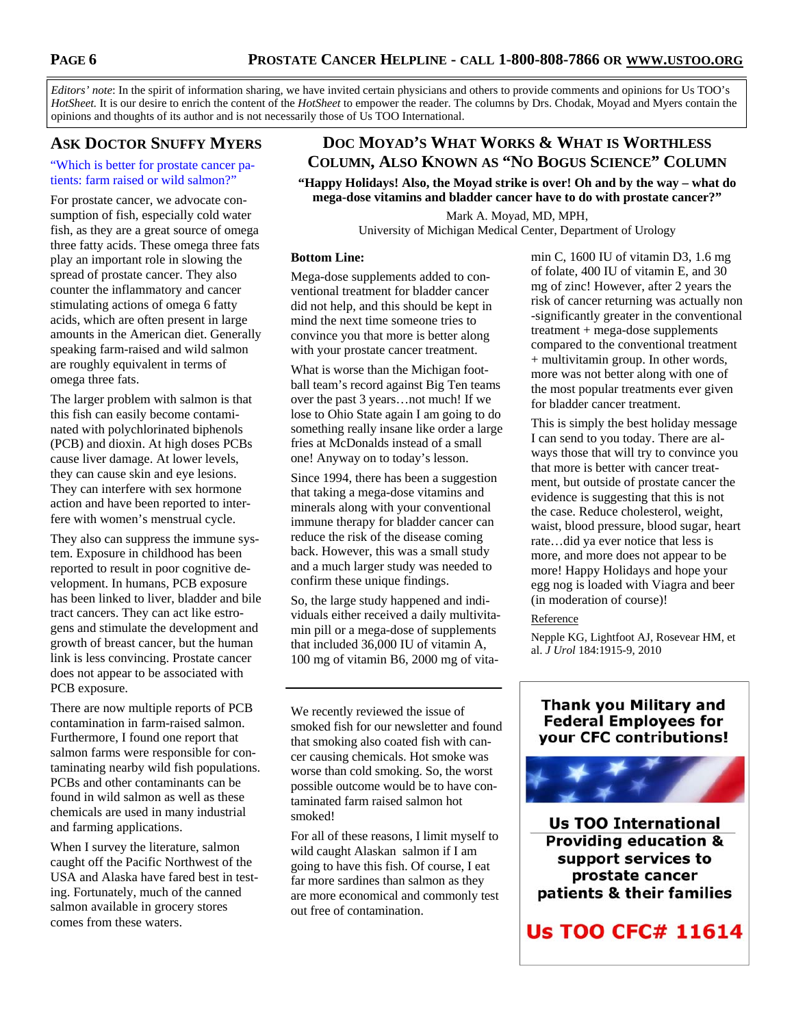*Editors' note*: In the spirit of information sharing, we have invited certain physicians and others to provide comments and opinions for Us TOO's *HotSheet*. It is our desire to enrich the content of the *HotSheet* to empower the reader. The columns by Drs. Chodak, Moyad and Myers contain the opinions and thoughts of its author and is not necessarily those of Us TOO International.

## Ask Doctor Snuffy Myers

"Which is better for prostate cancer patients: farm raised or wild salmon?"

For prostate cancer, we advocate consumption of fish, especially cold water fish, as they are a great source of omega three fatty acids. These omega three fats play an important role in slowing the spread of prostate cancer. They also counter the inflammatory and cancer stimulating actions of omega 6 fatty acids, which are often present in large amounts in the American diet. Generally speaking farm-raised and wild salmon are roughly equivalent in terms of omega three fats.

The larger problem with salmon is that this fish can easily become contaminated with polychlorinated biphenols (PCB) and dioxin. At high doses PCBs cause liver damage. At lower levels, they can cause skin and eye lesions. They can interfere with sex hormone action and have been reported to interfere with women's menstrual cycle.

They also can suppress the immune system. Exposure in childhood has been reported to result in poor cognitive development. In humans, PCB exposure has been linked to liver, bladder and bile tract cancers. They can act like estrogens and stimulate the development and growth of breast cancer, but the human link is less convincing. Prostate cancer does not appear to be associated with PCB exposure.

There are now multiple reports of PCB contamination in farm-raised salmon. Furthermore, I found one report that salmon farms were responsible for contaminating nearby wild fish populations. PCBs and other contaminants can be found in wild salmon as well as these chemicals are used in many industrial and farming applications.

When I survey the literature, salmon caught off the Pacific Northwest of the USA and Alaska have fared best in testing. Fortunately, much of the canned salmon available in grocery stores comes from these waters.

We recently reviewed the issue of smoked fish for our newsletter and found that smoking also coated fish with cancer causing chemicals. Hot smoke was worse than cold smoking. So, the worst possible outcome would be to have contaminated farm raised salmon hot smoked!

For all of these reasons, I limit myself to wild caught Alaskan salmon if I am going to have this fish. Of course, I eat far more sardines than salmon as they are more economical and commonly test out free of contamination.

## Doc Moyad's What Works & What is Worthless Column, Also Known as "No Bogus Science" Column

**"Happy Holidays! Also, the Moyad strike is over! Oh and by the way – what do mega-dose vitamins and bladder cancer have to do with prostate cancer?"**

Mark A. Moyad, MD, MPH,
University of Michigan Medical Center, Department of Urology

**Bottom Line:**

Mega-dose supplements added to conventional treatment for bladder cancer did not help, and this should be kept in mind the next time someone tries to convince you that more is better along with your prostate cancer treatment.

What is worse than the Michigan football team's record against Big Ten teams over the past 3 years…not much! If we lose to Ohio State again I am going to do something really insane like order a large fries at McDonalds instead of a small one! Anyway on to today's lesson.

Since 1994, there has been a suggestion that taking a mega-dose vitamins and minerals along with your conventional immune therapy for bladder cancer can reduce the risk of the disease coming back. However, this was a small study and a much larger study was needed to confirm these unique findings.

So, the large study happened and individuals either received a daily multivitamin pill or a mega-dose of supplements that included 36,000 IU of vitamin A, 100 mg of vitamin B6, 2000 mg of vitamin C, 1600 IU of vitamin D3, 1.6 mg of folate, 400 IU of vitamin E, and 30 mg of zinc! However, after 2 years the risk of cancer returning was actually non-significantly greater in the conventional treatment + mega-dose supplements compared to the conventional treatment + multivitamin group. In other words, more was not better along with one of the most popular treatments ever given for bladder cancer treatment.

This is simply the best holiday message I can send to you today. There are always those that will try to convince you that more is better with cancer treatment, but outside of prostate cancer the evidence is suggesting that this is not the case. Reduce cholesterol, weight, waist, blood pressure, blood sugar, heart rate…did ya ever notice that less is more, and more does not appear to be more! Happy Holidays and hope your egg nog is loaded with Viagra and beer (in moderation of course)!

Reference

Nepple KG, Lightfoot AJ, Rosevear HM, et al. *J Urol* 184:1915-9, 2010

**Thank you Military and Federal Employees for your CFC contributions!**

**Us TOO International**
**Providing education & support services to prostate cancer patients & their families**

**Us TOO CFC# 11614**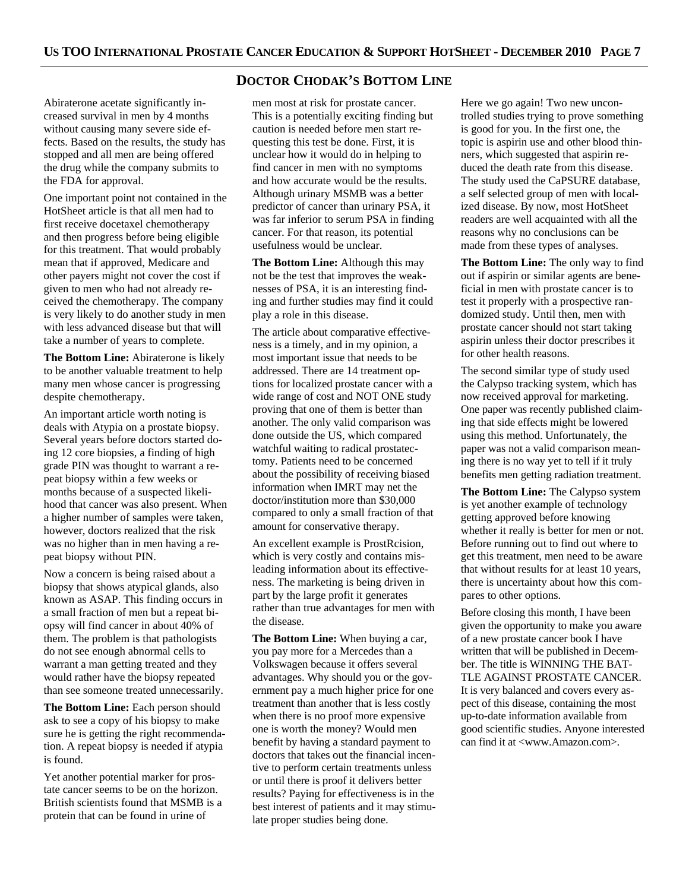## Doctor Chodak's Bottom Line

Abiraterone acetate significantly increased survival in men by 4 months without causing many severe side effects. Based on the results, the study has stopped and all men are being offered the drug while the company submits to the FDA for approval.

One important point not contained in the HotSheet article is that all men had to first receive docetaxel chemotherapy and then progress before being eligible for this treatment. That would probably mean that if approved, Medicare and other payers might not cover the cost if given to men who had not already received the chemotherapy. The company is very likely to do another study in men with less advanced disease but that will take a number of years to complete.

**The Bottom Line:** Abiraterone is likely to be another valuable treatment to help many men whose cancer is progressing despite chemotherapy.

An important article worth noting is deals with Atypia on a prostate biopsy. Several years before doctors started doing 12 core biopsies, a finding of high grade PIN was thought to warrant a repeat biopsy within a few weeks or months because of a suspected likelihood that cancer was also present. When a higher number of samples were taken, however, doctors realized that the risk was no higher than in men having a repeat biopsy without PIN.

Now a concern is being raised about a biopsy that shows atypical glands, also known as ASAP. This finding occurs in a small fraction of men but a repeat biopsy will find cancer in about 40% of them. The problem is that pathologists do not see enough abnormal cells to warrant a man getting treated and they would rather have the biopsy repeated than see someone treated unnecessarily.

**The Bottom Line:** Each person should ask to see a copy of his biopsy to make sure he is getting the right recommendation. A repeat biopsy is needed if atypia is found.

Yet another potential marker for prostate cancer seems to be on the horizon. British scientists found that MSMB is a protein that can be found in urine of men most at risk for prostate cancer. This is a potentially exciting finding but caution is needed before men start requesting this test be done. First, it is unclear how it would do in helping to find cancer in men with no symptoms and how accurate would be the results. Although urinary MSMB was a better predictor of cancer than urinary PSA, it was far inferior to serum PSA in finding cancer. For that reason, its potential usefulness would be unclear.

**The Bottom Line:** Although this may not be the test that improves the weaknesses of PSA, it is an interesting finding and further studies may find it could play a role in this disease.

The article about comparative effectiveness is a timely, and in my opinion, a most important issue that needs to be addressed. There are 14 treatment options for localized prostate cancer with a wide range of cost and NOT ONE study proving that one of them is better than another. The only valid comparison was done outside the US, which compared watchful waiting to radical prostatectomy. Patients need to be concerned about the possibility of receiving biased information when IMRT may net the doctor/institution more than $30,000 compared to only a small fraction of that amount for conservative therapy.

An excellent example is ProstRcision, which is very costly and contains misleading information about its effectiveness. The marketing is being driven in part by the large profit it generates rather than true advantages for men with the disease.

**The Bottom Line:** When buying a car, you pay more for a Mercedes than a Volkswagen because it offers several advantages. Why should you or the government pay a much higher price for one treatment than another that is less costly when there is no proof more expensive one is worth the money? Would men benefit by having a standard payment to doctors that takes out the financial incentive to perform certain treatments unless or until there is proof it delivers better results? Paying for effectiveness is in the best interest of patients and it may stimulate proper studies being done.

Here we go again! Two new uncontrolled studies trying to prove something is good for you. In the first one, the topic is aspirin use and other blood thinners, which suggested that aspirin reduced the death rate from this disease. The study used the CaPSURE database, a self selected group of men with localized disease. By now, most HotSheet readers are well acquainted with all the reasons why no conclusions can be made from these types of analyses.

**The Bottom Line:** The only way to find out if aspirin or similar agents are beneficial in men with prostate cancer is to test it properly with a prospective randomized study. Until then, men with prostate cancer should not start taking aspirin unless their doctor prescribes it for other health reasons.

The second similar type of study used the Calypso tracking system, which has now received approval for marketing. One paper was recently published claiming that side effects might be lowered using this method. Unfortunately, the paper was not a valid comparison meaning there is no way yet to tell if it truly benefits men getting radiation treatment.

**The Bottom Line:** The Calypso system is yet another example of technology getting approved before knowing whether it really is better for men or not. Before running out to find out where to get this treatment, men need to be aware that without results for at least 10 years, there is uncertainty about how this compares to other options.

Before closing this month, I have been given the opportunity to make you aware of a new prostate cancer book I have written that will be published in December. The title is WINNING THE BATTLE AGAINST PROSTATE CANCER. It is very balanced and covers every aspect of this disease, containing the most up-to-date information available from good scientific studies. Anyone interested can find it at <www.Amazon.com>.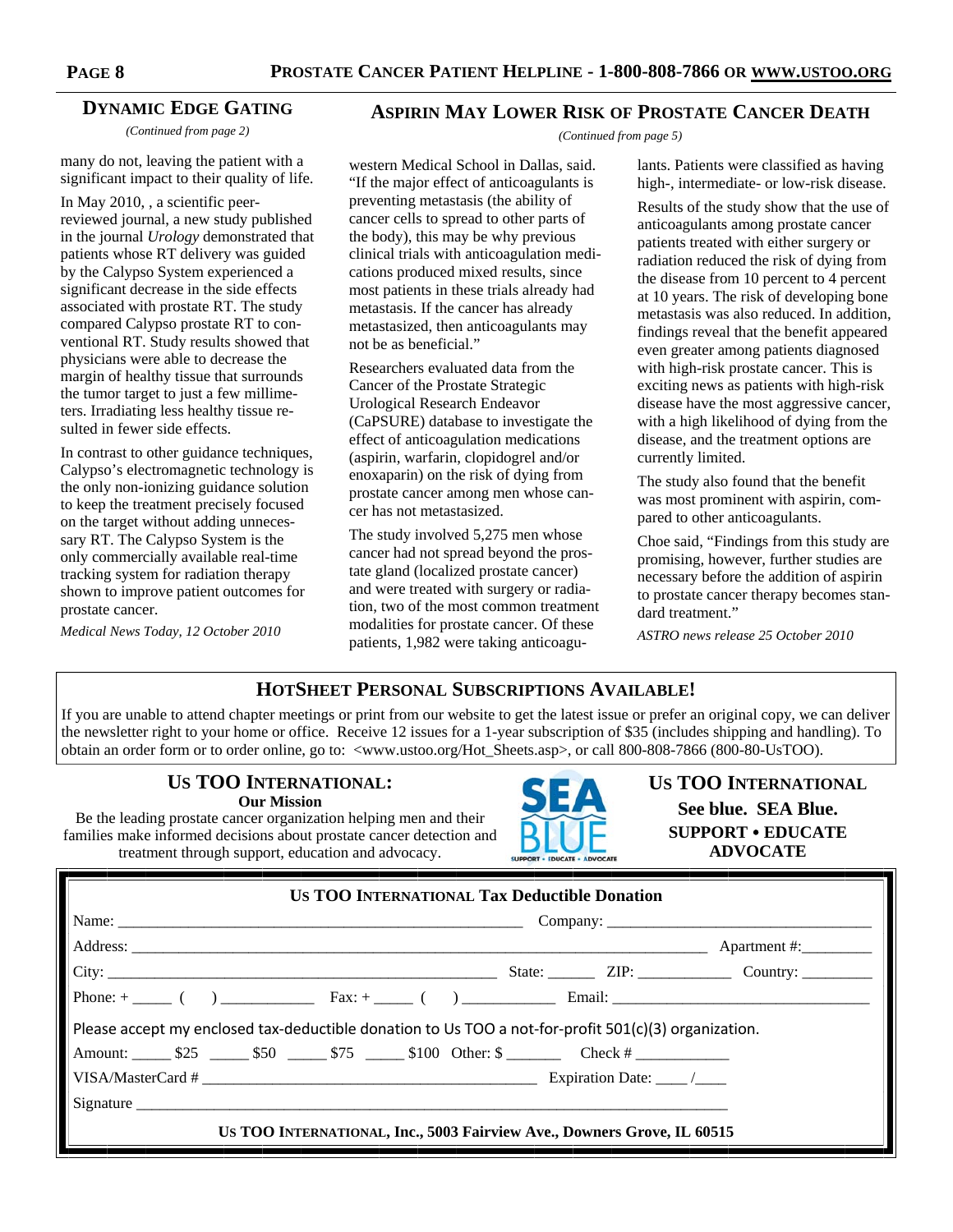## DYNAMIC EDGE GATING

*(Continued from page 2)*

many do not, leaving the patient with a significant impact to their quality of life.

In May 2010, , a scientific peer-reviewed journal, a new study published in the journal *Urology* demonstrated that patients whose RT delivery was guided by the Calypso System experienced a significant decrease in the side effects associated with prostate RT. The study compared Calypso prostate RT to conventional RT. Study results showed that physicians were able to decrease the margin of healthy tissue that surrounds the tumor target to just a few millimeters. Irradiating less healthy tissue resulted in fewer side effects.

In contrast to other guidance techniques, Calypso's electromagnetic technology is the only non-ionizing guidance solution to keep the treatment precisely focused on the target without adding unnecessary RT. The Calypso System is the only commercially available real-time tracking system for radiation therapy shown to improve patient outcomes for prostate cancer.

*Medical News Today, 12 October 2010*

## ASPIRIN MAY LOWER RISK OF PROSTATE CANCER DEATH

*(Continued from page 5)*

western Medical School in Dallas, said. "If the major effect of anticoagulants is preventing metastasis (the ability of cancer cells to spread to other parts of the body), this may be why previous clinical trials with anticoagulation medications produced mixed results, since most patients in these trials already had metastasis. If the cancer has already metastasized, then anticoagulants may not be as beneficial."

Researchers evaluated data from the Cancer of the Prostate Strategic Urological Research Endeavor (CaPSURE) database to investigate the effect of anticoagulation medications (aspirin, warfarin, clopidogrel and/or enoxaparin) on the risk of dying from prostate cancer among men whose cancer has not metastasized.

The study involved 5,275 men whose cancer had not spread beyond the prostate gland (localized prostate cancer) and were treated with surgery or radiation, two of the most common treatment modalities for prostate cancer. Of these patients, 1,982 were taking anticoagulants. Patients were classified as having high-, intermediate- or low-risk disease.

Results of the study show that the use of anticoagulants among prostate cancer patients treated with either surgery or radiation reduced the risk of dying from the disease from 10 percent to 4 percent at 10 years. The risk of developing bone metastasis was also reduced. In addition, findings reveal that the benefit appeared even greater among patients diagnosed with high-risk prostate cancer. This is exciting news as patients with high-risk disease have the most aggressive cancer, with a high likelihood of dying from the disease, and the treatment options are currently limited.

The study also found that the benefit was most prominent with aspirin, compared to other anticoagulants.

Choe said, "Findings from this study are promising, however, further studies are necessary before the addition of aspirin to prostate cancer therapy becomes standard treatment."

*ASTRO news release 25 October 2010*

## HOTSHEET PERSONAL SUBSCRIPTIONS AVAILABLE!

If you are unable to attend chapter meetings or print from our website to get the latest issue or prefer an original copy, we can deliver the newsletter right to your home or office. Receive 12 issues for a 1-year subscription of $35 (includes shipping and handling). To obtain an order form or to order online, go to: <www.ustoo.org/Hot_Sheets.asp>, or call 800-808-7866 (800-80-UsTOO).

## US TOO INTERNATIONAL:

**Our Mission**

Be the leading prostate cancer organization helping men and their families make informed decisions about prostate cancer detection and treatment through support, education and advocacy.

SEA BLUE
SUPPORT • EDUCATE • ADVOCATE

**US TOO INTERNATIONAL**

**See blue. SEA Blue.**

**SUPPORT • EDUCATE ADVOCATE**

### US TOO INTERNATIONAL Tax Deductible Donation

Name: ______________________ Company: ______________________

Address: ______________________ Apartment #:________

City: ______________________ State: ______ ZIP: ____________ Country: _________

Phone: + _____ ( ) ____________ Fax: + _____ ( ) ____________ Email: ______________________

Please accept my enclosed tax-deductible donation to Us TOO a not-for-profit 501(c)(3) organization.

Amount: _____ $25 _____ $50 _____ $75 _____ $100 Other: $ _______ Check # ____________

VISA/MasterCard # ______________________ Expiration Date: ____ /____

Signature ______________________

**US TOO INTERNATIONAL, Inc., 5003 Fairview Ave., Downers Grove, IL 60515**